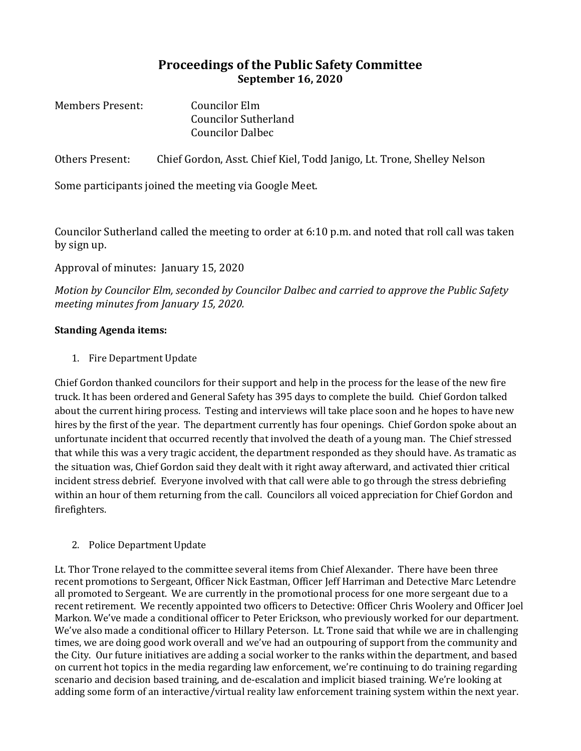# Proceedings of the Public Safety Committee

**September 16, 2020**

Members Present: Councilor Elm
Councilor Sutherland
Councilor Dalbec

Others Present: Chief Gordon, Asst. Chief Kiel, Todd Janigo, Lt. Trone, Shelley Nelson

Some participants joined the meeting via Google Meet.

Councilor Sutherland called the meeting to order at 6:10 p.m. and noted that roll call was taken by sign up.

Approval of minutes: January 15, 2020

*Motion by Councilor Elm, seconded by Councilor Dalbec and carried to approve the Public Safety meeting minutes from January 15, 2020.*

**Standing Agenda items:**

1. Fire Department Update

Chief Gordon thanked councilors for their support and help in the process for the lease of the new fire truck. It has been ordered and General Safety has 395 days to complete the build. Chief Gordon talked about the current hiring process. Testing and interviews will take place soon and he hopes to have new hires by the first of the year. The department currently has four openings. Chief Gordon spoke about an unfortunate incident that occurred recently that involved the death of a young man. The Chief stressed that while this was a very tragic accident, the department responded as they should have. As tramatic as the situation was, Chief Gordon said they dealt with it right away afterward, and activated thier critical incident stress debrief. Everyone involved with that call were able to go through the stress debriefing within an hour of them returning from the call. Councilors all voiced appreciation for Chief Gordon and firefighters.

2. Police Department Update

Lt. Thor Trone relayed to the committee several items from Chief Alexander. There have been three recent promotions to Sergeant, Officer Nick Eastman, Officer Jeff Harriman and Detective Marc Letendre all promoted to Sergeant. We are currently in the promotional process for one more sergeant due to a recent retirement. We recently appointed two officers to Detective: Officer Chris Woolery and Officer Joel Markon. We've made a conditional officer to Peter Erickson, who previously worked for our department. We've also made a conditional officer to Hillary Peterson. Lt. Trone said that while we are in challenging times, we are doing good work overall and we've had an outpouring of support from the community and the City. Our future initiatives are adding a social worker to the ranks within the department, and based on current hot topics in the media regarding law enforcement, we're continuing to do training regarding scenario and decision based training, and de-escalation and implicit biased training. We're looking at adding some form of an interactive/virtual reality law enforcement training system within the next year.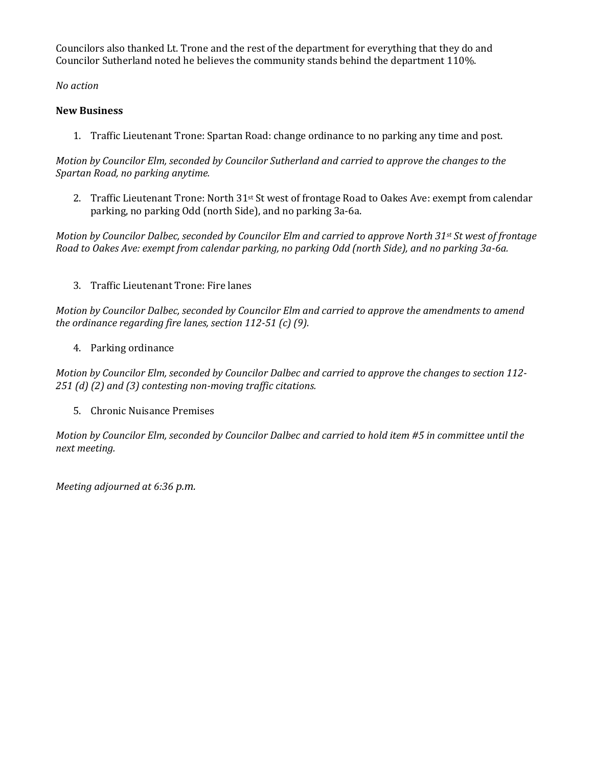Councilors also thanked Lt. Trone and the rest of the department for everything that they do and Councilor Sutherland noted he believes the community stands behind the department 110%.

*No action*

**New Business**

1. Traffic Lieutenant Trone: Spartan Road: change ordinance to no parking any time and post.

*Motion by Councilor Elm, seconded by Councilor Sutherland and carried to approve the changes to the Spartan Road, no parking anytime.*

2. Traffic Lieutenant Trone: North 31st St west of frontage Road to Oakes Ave: exempt from calendar parking, no parking Odd (north Side), and no parking 3a-6a.

*Motion by Councilor Dalbec, seconded by Councilor Elm and carried to approve North 31st St west of frontage Road to Oakes Ave: exempt from calendar parking, no parking Odd (north Side), and no parking 3a-6a.*

3. Traffic Lieutenant Trone: Fire lanes

*Motion by Councilor Dalbec, seconded by Councilor Elm and carried to approve the amendments to amend the ordinance regarding fire lanes, section 112-51 (c) (9).*

4. Parking ordinance

*Motion by Councilor Elm, seconded by Councilor Dalbec and carried to approve the changes to section 112-251 (d) (2) and (3) contesting non-moving traffic citations.*

5. Chronic Nuisance Premises

*Motion by Councilor Elm, seconded by Councilor Dalbec and carried to hold item #5 in committee until the next meeting.*

*Meeting adjourned at 6:36 p.m.*